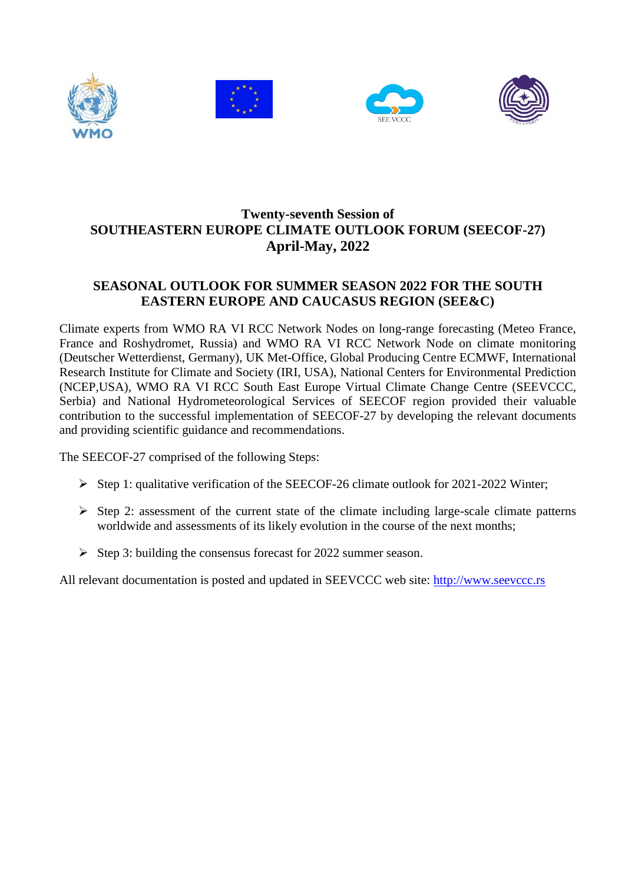# Twenty-seventh Session of
# SOUTHEASTERN EUROPE CLIMATE OUTLOOK FORUM (SEECOF-27)
# April-May, 2022

## SEASONAL OUTLOOK FOR SUMMER SEASON 2022 FOR THE SOUTH EASTERN EUROPE AND CAUCASUS REGION (SEE&C)

Climate experts from WMO RA VI RCC Network Nodes on long-range forecasting (Meteo France, France and Roshydromet, Russia) and WMO RA VI RCC Network Node on climate monitoring (Deutscher Wetterdienst, Germany), UK Met-Office, Global Producing Centre ECMWF, International Research Institute for Climate and Society (IRI, USA), National Centers for Environmental Prediction (NCEP,USA), WMO RA VI RCC South East Europe Virtual Climate Change Centre (SEEVCCC, Serbia) and National Hydrometeorological Services of SEECOF region provided their valuable contribution to the successful implementation of SEECOF-27 by developing the relevant documents and providing scientific guidance and recommendations.

The SEECOF-27 comprised of the following Steps:

- Step 1: qualitative verification of the SEECOF-26 climate outlook for 2021-2022 Winter;
- Step 2: assessment of the current state of the climate including large-scale climate patterns worldwide and assessments of its likely evolution in the course of the next months;
- Step 3: building the consensus forecast for 2022 summer season.

All relevant documentation is posted and updated in SEEVCCC web site: [http://www.seevccc.rs](http://www.seevccc.rs)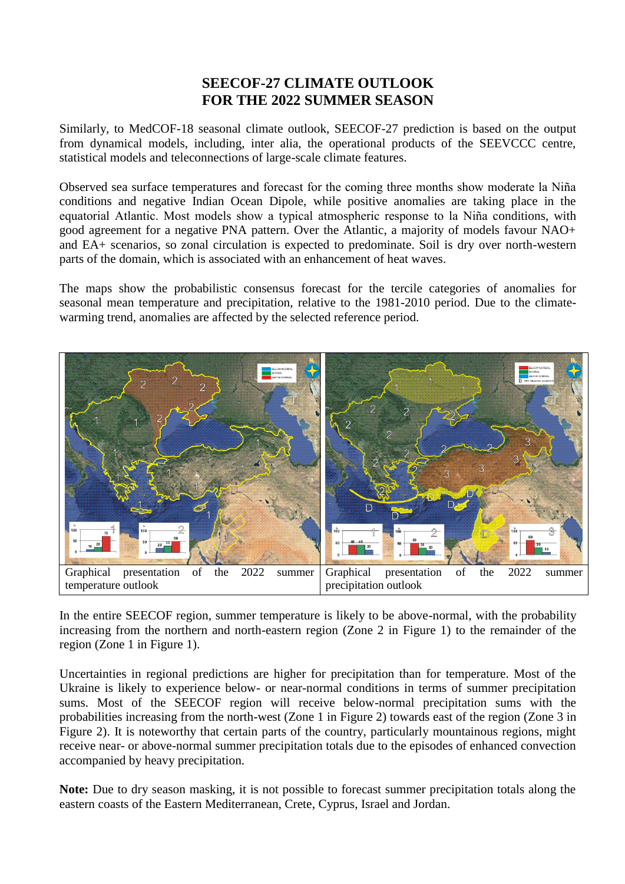# SEECOF-27 CLIMATE OUTLOOK FOR THE 2022 SUMMER SEASON

Similarly, to MedCOF-18 seasonal climate outlook, SEECOF-27 prediction is based on the output from dynamical models, including, inter alia, the operational products of the SEEVCCC centre, statistical models and teleconnections of large-scale climate features.

Observed sea surface temperatures and forecast for the coming three months show moderate la Niña conditions and negative Indian Ocean Dipole, while positive anomalies are taking place in the equatorial Atlantic. Most models show a typical atmospheric response to la Niña conditions, with good agreement for a negative PNA pattern. Over the Atlantic, a majority of models favour NAO+ and EA+ scenarios, so zonal circulation is expected to predominate. Soil is dry over north-western parts of the domain, which is associated with an enhancement of heat waves.

The maps show the probabilistic consensus forecast for the tercile categories of anomalies for seasonal mean temperature and precipitation, relative to the 1981-2010 period. Due to the climate-warming trend, anomalies are affected by the selected reference period.

| Graphical presentation of the 2022 summer temperature outlook | Graphical presentation of the 2022 summer precipitation outlook |
| --- | --- |

In the entire SEECOF region, summer temperature is likely to be above-normal, with the probability increasing from the northern and north-eastern region (Zone 2 in Figure 1) to the remainder of the region (Zone 1 in Figure 1).

Uncertainties in regional predictions are higher for precipitation than for temperature. Most of the Ukraine is likely to experience below- or near-normal conditions in terms of summer precipitation sums. Most of the SEECOF region will receive below-normal precipitation sums with the probabilities increasing from the north-west (Zone 1 in Figure 2) towards east of the region (Zone 3 in Figure 2). It is noteworthy that certain parts of the country, particularly mountainous regions, might receive near- or above-normal summer precipitation totals due to the episodes of enhanced convection accompanied by heavy precipitation.

**Note:** Due to dry season masking, it is not possible to forecast summer precipitation totals along the eastern coasts of the Eastern Mediterranean, Crete, Cyprus, Israel and Jordan.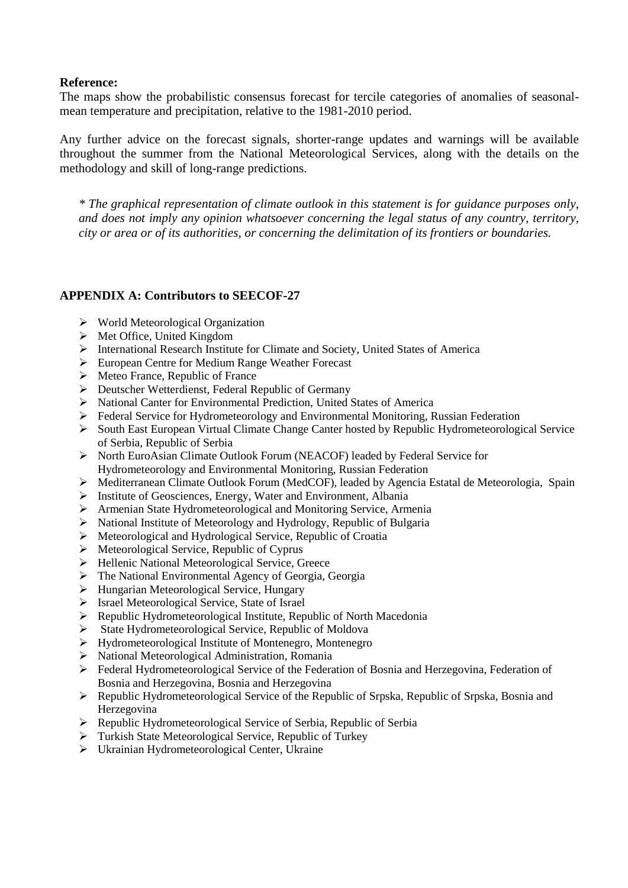**Reference:**
The maps show the probabilistic consensus forecast for tercile categories of anomalies of seasonal-mean temperature and precipitation, relative to the 1981-2010 period.

Any further advice on the forecast signals, shorter-range updates and warnings will be available throughout the summer from the National Meteorological Services, along with the details on the methodology and skill of long-range predictions.

*\* The graphical representation of climate outlook in this statement is for guidance purposes only, and does not imply any opinion whatsoever concerning the legal status of any country, territory, city or area or of its authorities, or concerning the delimitation of its frontiers or boundaries.*

**APPENDIX A: Contributors to SEECOF-27**

- World Meteorological Organization
- Met Office, United Kingdom
- International Research Institute for Climate and Society, United States of America
- European Centre for Medium Range Weather Forecast
- Meteo France, Republic of France
- Deutscher Wetterdienst, Federal Republic of Germany
- National Canter for Environmental Prediction, United States of America
- Federal Service for Hydrometeorology and Environmental Monitoring, Russian Federation
- South East European Virtual Climate Change Canter hosted by Republic Hydrometeorological Service of Serbia, Republic of Serbia
- North EuroAsian Climate Outlook Forum (NEACOF) leaded by Federal Service for Hydrometeorology and Environmental Monitoring, Russian Federation
- Mediterranean Climate Outlook Forum (MedCOF), leaded by Agencia Estatal de Meteorologia, Spain
- Institute of Geosciences, Energy, Water and Environment, Albania
- Armenian State Hydrometeorological and Monitoring Service, Armenia
- National Institute of Meteorology and Hydrology, Republic of Bulgaria
- Meteorological and Hydrological Service, Republic of Croatia
- Meteorological Service, Republic of Cyprus
- Hellenic National Meteorological Service, Greece
- The National Environmental Agency of Georgia, Georgia
- Hungarian Meteorological Service, Hungary
- Israel Meteorological Service, State of Israel
- Republic Hydrometeorological Institute, Republic of North Macedonia
- State Hydrometeorological Service, Republic of Moldova
- Hydrometeorological Institute of Montenegro, Montenegro
- National Meteorological Administration, Romania
- Federal Hydrometeorological Service of the Federation of Bosnia and Herzegovina, Federation of Bosnia and Herzegovina, Bosnia and Herzegovina
- Republic Hydrometeorological Service of the Republic of Srpska, Republic of Srpska, Bosnia and Herzegovina
- Republic Hydrometeorological Service of Serbia, Republic of Serbia
- Turkish State Meteorological Service, Republic of Turkey
- Ukrainian Hydrometeorological Center, Ukraine